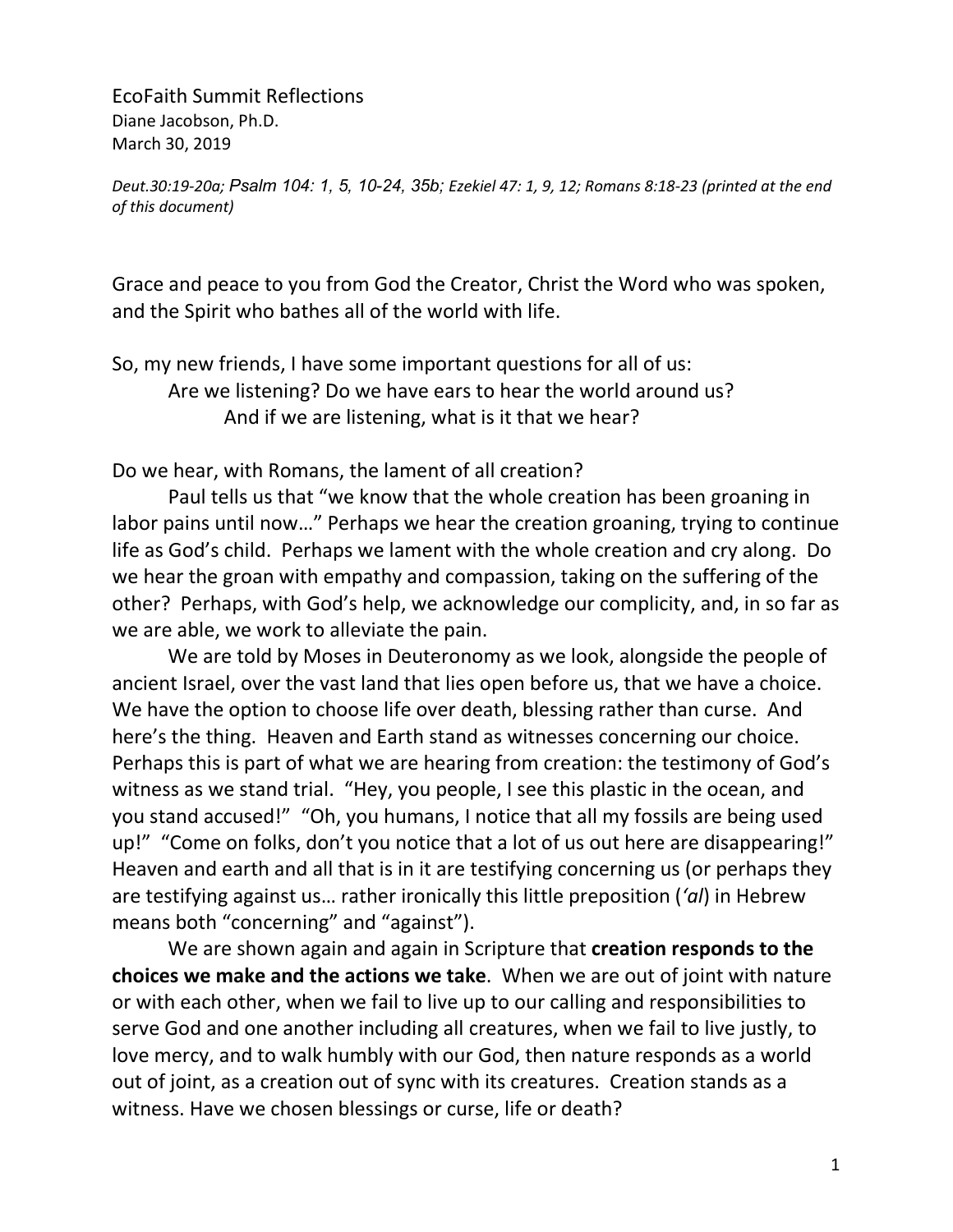EcoFaith Summit Reflections

Diane Jacobson, Ph.D.

March 30, 2019

*Deut.30:19-20a; Psalm 104: 1, 5, 10-24, 35b; Ezekiel 47: 1, 9, 12; Romans 8:18-23 (printed at the end of this document)*

Grace and peace to you from God the Creator, Christ the Word who was spoken, and the Spirit who bathes all of the world with life.

So, my new friends, I have some important questions for all of us:

Are we listening? Do we have ears to hear the world around us?

And if we are listening, what is it that we hear?

Do we hear, with Romans, the lament of all creation?

Paul tells us that "we know that the whole creation has been groaning in labor pains until now…" Perhaps we hear the creation groaning, trying to continue life as God's child. Perhaps we lament with the whole creation and cry along. Do we hear the groan with empathy and compassion, taking on the suffering of the other? Perhaps, with God's help, we acknowledge our complicity, and, in so far as we are able, we work to alleviate the pain.

We are told by Moses in Deuteronomy as we look, alongside the people of ancient Israel, over the vast land that lies open before us, that we have a choice. We have the option to choose life over death, blessing rather than curse. And here's the thing. Heaven and Earth stand as witnesses concerning our choice. Perhaps this is part of what we are hearing from creation: the testimony of God's witness as we stand trial. "Hey, you people, I see this plastic in the ocean, and you stand accused!" "Oh, you humans, I notice that all my fossils are being used up!" "Come on folks, don't you notice that a lot of us out here are disappearing!" Heaven and earth and all that is in it are testifying concerning us (or perhaps they are testifying against us… rather ironically this little preposition (*'al*) in Hebrew means both "concerning" and "against").

We are shown again and again in Scripture that **creation responds to the choices we make and the actions we take**. When we are out of joint with nature or with each other, when we fail to live up to our calling and responsibilities to serve God and one another including all creatures, when we fail to live justly, to love mercy, and to walk humbly with our God, then nature responds as a world out of joint, as a creation out of sync with its creatures. Creation stands as a witness. Have we chosen blessings or curse, life or death?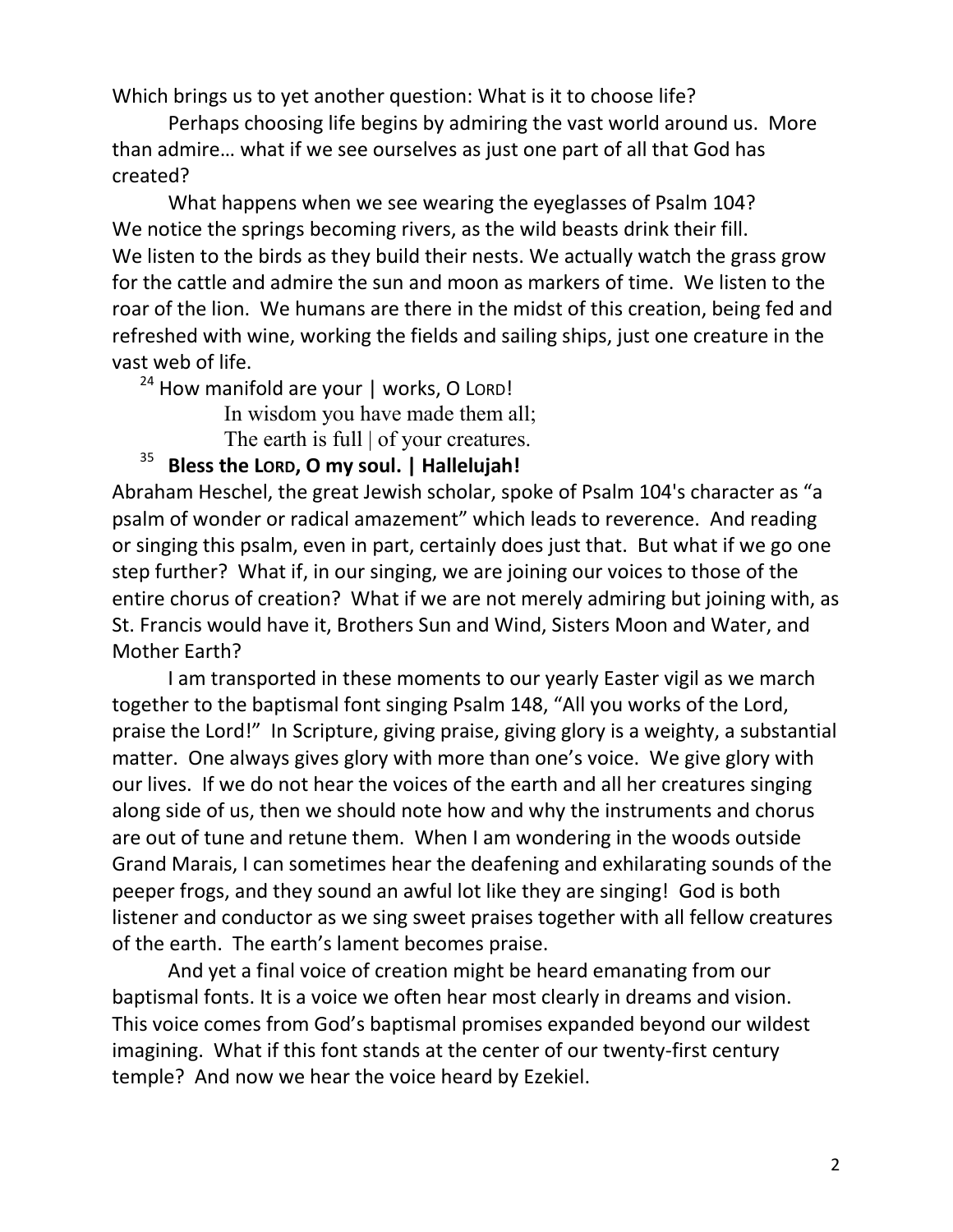Which brings us to yet another question: What is it to choose life?

Perhaps choosing life begins by admiring the vast world around us. More than admire… what if we see ourselves as just one part of all that God has created?

What happens when we see wearing the eyeglasses of Psalm 104? We notice the springs becoming rivers, as the wild beasts drink their fill. We listen to the birds as they build their nests. We actually watch the grass grow for the cattle and admire the sun and moon as markers of time. We listen to the roar of the lion. We humans are there in the midst of this creation, being fed and refreshed with wine, working the fields and sailing ships, just one creature in the vast web of life.

[24] How manifold are your | works, O LORD!
In wisdom you have made them all;
The earth is full | of your creatures.

[35] **Bless the LORD, O my soul. | Hallelujah!**

Abraham Heschel, the great Jewish scholar, spoke of Psalm 104's character as "a psalm of wonder or radical amazement" which leads to reverence. And reading or singing this psalm, even in part, certainly does just that. But what if we go one step further? What if, in our singing, we are joining our voices to those of the entire chorus of creation? What if we are not merely admiring but joining with, as St. Francis would have it, Brothers Sun and Wind, Sisters Moon and Water, and Mother Earth?

I am transported in these moments to our yearly Easter vigil as we march together to the baptismal font singing Psalm 148, "All you works of the Lord, praise the Lord!" In Scripture, giving praise, giving glory is a weighty, a substantial matter. One always gives glory with more than one's voice. We give glory with our lives. If we do not hear the voices of the earth and all her creatures singing along side of us, then we should note how and why the instruments and chorus are out of tune and retune them. When I am wondering in the woods outside Grand Marais, I can sometimes hear the deafening and exhilarating sounds of the peeper frogs, and they sound an awful lot like they are singing! God is both listener and conductor as we sing sweet praises together with all fellow creatures of the earth. The earth's lament becomes praise.

And yet a final voice of creation might be heard emanating from our baptismal fonts. It is a voice we often hear most clearly in dreams and vision. This voice comes from God's baptismal promises expanded beyond our wildest imagining. What if this font stands at the center of our twenty-first century temple? And now we hear the voice heard by Ezekiel.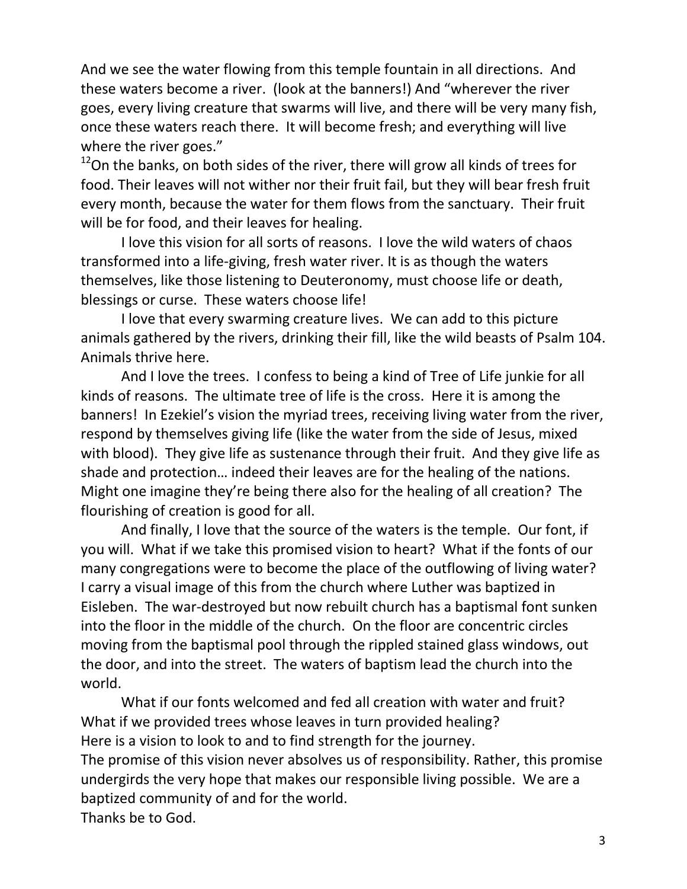And we see the water flowing from this temple fountain in all directions. And these waters become a river. (look at the banners!) And "wherever the river goes, every living creature that swarms will live, and there will be very many fish, once these waters reach there. It will become fresh; and everything will live where the river goes."

[12]On the banks, on both sides of the river, there will grow all kinds of trees for food. Their leaves will not wither nor their fruit fail, but they will bear fresh fruit every month, because the water for them flows from the sanctuary. Their fruit will be for food, and their leaves for healing.

I love this vision for all sorts of reasons. I love the wild waters of chaos transformed into a life-giving, fresh water river. It is as though the waters themselves, like those listening to Deuteronomy, must choose life or death, blessings or curse. These waters choose life!

I love that every swarming creature lives. We can add to this picture animals gathered by the rivers, drinking their fill, like the wild beasts of Psalm 104. Animals thrive here.

And I love the trees. I confess to being a kind of Tree of Life junkie for all kinds of reasons. The ultimate tree of life is the cross. Here it is among the banners! In Ezekiel's vision the myriad trees, receiving living water from the river, respond by themselves giving life (like the water from the side of Jesus, mixed with blood). They give life as sustenance through their fruit. And they give life as shade and protection… indeed their leaves are for the healing of the nations. Might one imagine they're being there also for the healing of all creation? The flourishing of creation is good for all.

And finally, I love that the source of the waters is the temple. Our font, if you will. What if we take this promised vision to heart? What if the fonts of our many congregations were to become the place of the outflowing of living water? I carry a visual image of this from the church where Luther was baptized in Eisleben. The war-destroyed but now rebuilt church has a baptismal font sunken into the floor in the middle of the church. On the floor are concentric circles moving from the baptismal pool through the rippled stained glass windows, out the door, and into the street. The waters of baptism lead the church into the world.

What if our fonts welcomed and fed all creation with water and fruit?
What if we provided trees whose leaves in turn provided healing?
Here is a vision to look to and to find strength for the journey.
The promise of this vision never absolves us of responsibility. Rather, this promise undergirds the very hope that makes our responsible living possible. We are a baptized community of and for the world.
Thanks be to God.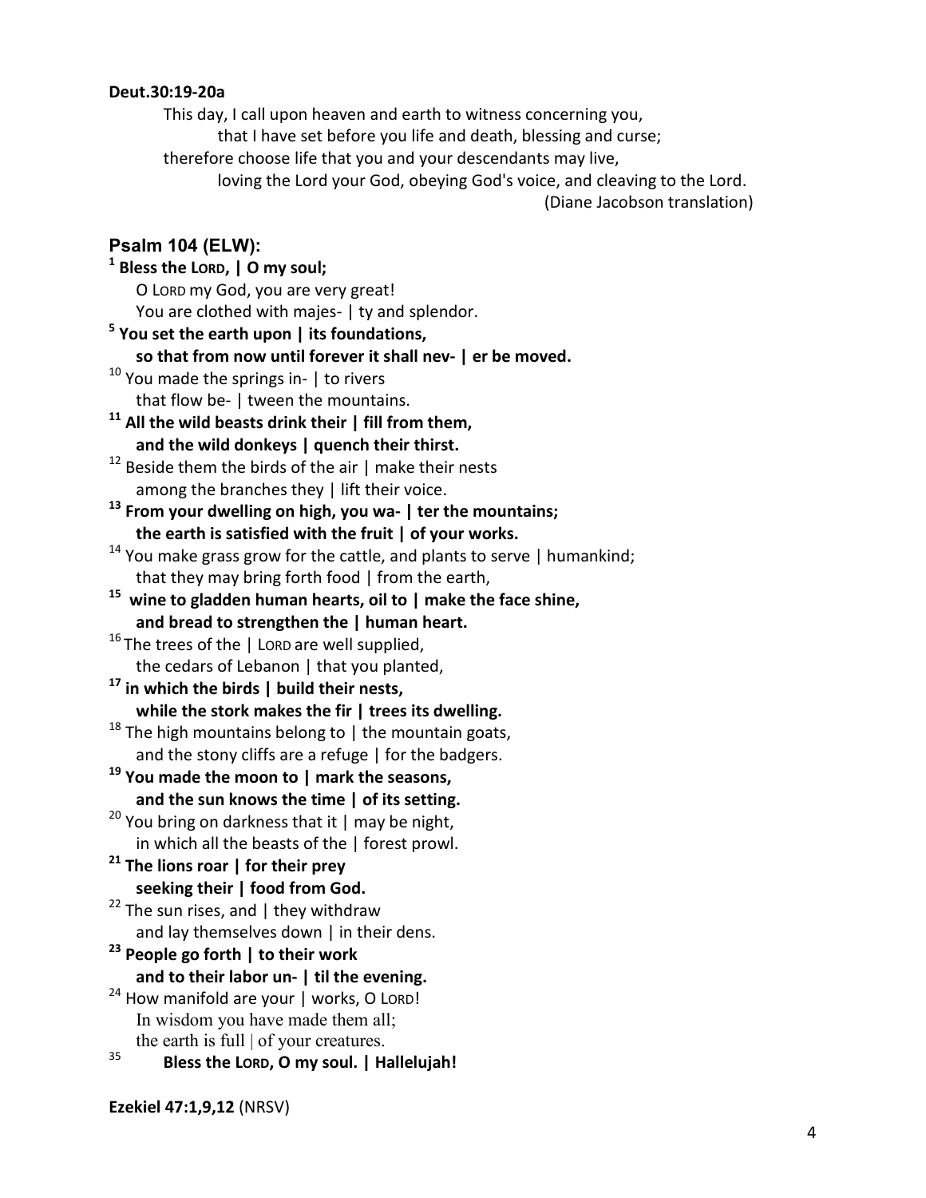**Deut.30:19-20a**

This day, I call upon heaven and earth to witness concerning you,
  that I have set before you life and death, blessing and curse;
therefore choose life that you and your descendants may live,
  loving the Lord your God, obeying God's voice, and cleaving to the Lord.

(Diane Jacobson translation)

## Psalm 104 (ELW):

[1] **Bless the LORD, | O my soul;**
O LORD my God, you are very great!
You are clothed with majes- | ty and splendor.
[5] **You set the earth upon | its foundations,**
**so that from now until forever it shall nev- | er be moved.**
[10] You made the springs in- | to rivers
that flow be- | tween the mountains.
[11] **All the wild beasts drink their | fill from them,**
**and the wild donkeys | quench their thirst.**
[12] Beside them the birds of the air | make their nests
among the branches they | lift their voice.
[13] **From your dwelling on high, you wa- | ter the mountains;**
**the earth is satisfied with the fruit | of your works.**
[14] You make grass grow for the cattle, and plants to serve | humankind;
that they may bring forth food | from the earth,
[15] **wine to gladden human hearts, oil to | make the face shine,**
**and bread to strengthen the | human heart.**
[16] The trees of the | LORD are well supplied,
the cedars of Lebanon | that you planted,
[17] **in which the birds | build their nests,**
**while the stork makes the fir | trees its dwelling.**
[18] The high mountains belong to | the mountain goats,
and the stony cliffs are a refuge | for the badgers.
[19] **You made the moon to | mark the seasons,**
**and the sun knows the time | of its setting.**
[20] You bring on darkness that it | may be night,
in which all the beasts of the | forest prowl.
[21] **The lions roar | for their prey**
**seeking their | food from God.**
[22] The sun rises, and | they withdraw
and lay themselves down | in their dens.
[23] **People go forth | to their work**
**and to their labor un- | til the evening.**
[24] How manifold are your | works, O LORD!
In wisdom you have made them all;
the earth is full | of your creatures.
[35] **Bless the LORD, O my soul. | Hallelujah!**

**Ezekiel 47:1,9,12** (NRSV)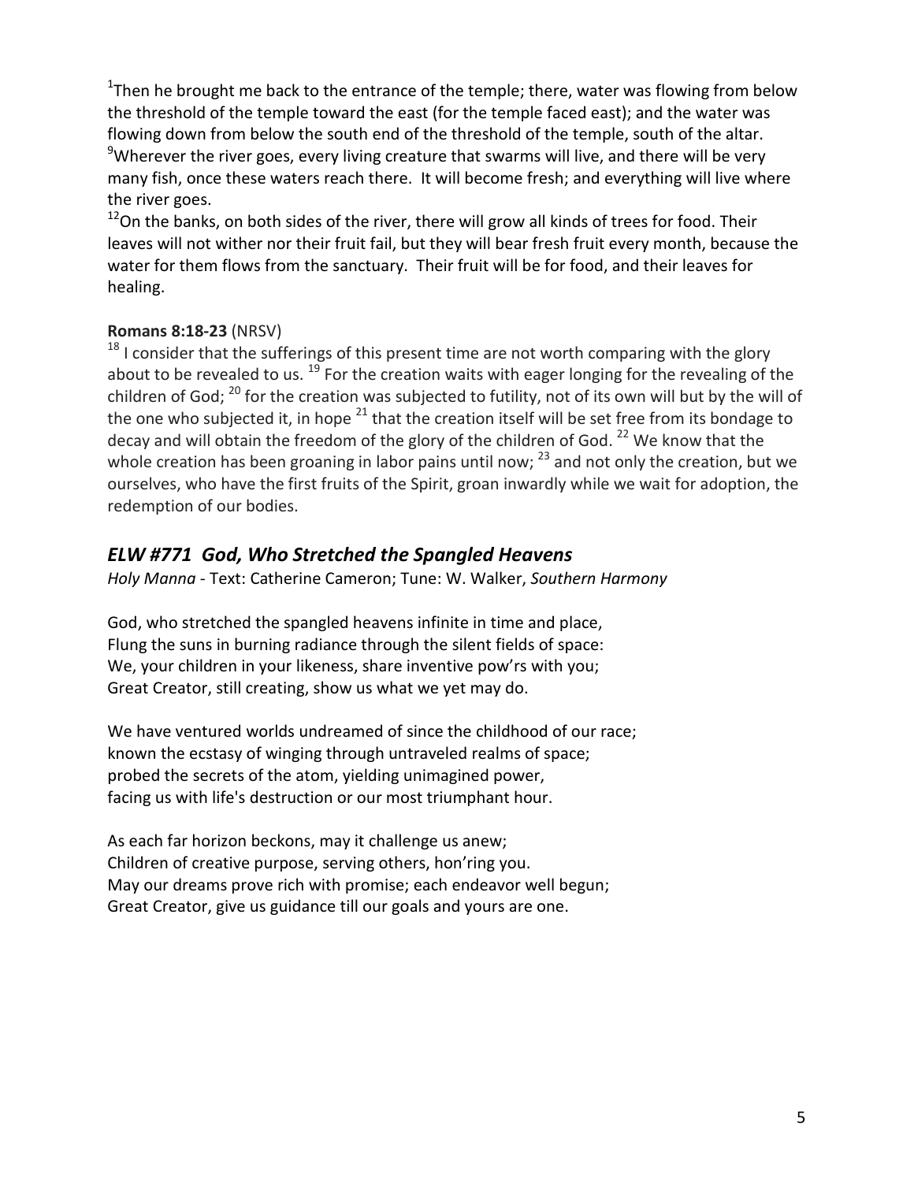[1]Then he brought me back to the entrance of the temple; there, water was flowing from below the threshold of the temple toward the east (for the temple faced east); and the water was flowing down from below the south end of the threshold of the temple, south of the altar. [9]Wherever the river goes, every living creature that swarms will live, and there will be very many fish, once these waters reach there. It will become fresh; and everything will live where the river goes.
[12]On the banks, on both sides of the river, there will grow all kinds of trees for food. Their leaves will not wither nor their fruit fail, but they will bear fresh fruit every month, because the water for them flows from the sanctuary. Their fruit will be for food, and their leaves for healing.

**Romans 8:18-23** (NRSV)
[18] I consider that the sufferings of this present time are not worth comparing with the glory about to be revealed to us. [19] For the creation waits with eager longing for the revealing of the children of God; [20] for the creation was subjected to futility, not of its own will but by the will of the one who subjected it, in hope [21] that the creation itself will be set free from its bondage to decay and will obtain the freedom of the glory of the children of God. [22] We know that the whole creation has been groaning in labor pains until now; [23] and not only the creation, but we ourselves, who have the first fruits of the Spirit, groan inwardly while we wait for adoption, the redemption of our bodies.

## *ELW #771 God, Who Stretched the Spangled Heavens*

*Holy Manna* - Text: Catherine Cameron; Tune: W. Walker, *Southern Harmony*

God, who stretched the spangled heavens infinite in time and place,
Flung the suns in burning radiance through the silent fields of space:
We, your children in your likeness, share inventive pow'rs with you;
Great Creator, still creating, show us what we yet may do.

We have ventured worlds undreamed of since the childhood of our race;
known the ecstasy of winging through untraveled realms of space;
probed the secrets of the atom, yielding unimagined power,
facing us with life's destruction or our most triumphant hour.

As each far horizon beckons, may it challenge us anew;
Children of creative purpose, serving others, hon'ring you.
May our dreams prove rich with promise; each endeavor well begun;
Great Creator, give us guidance till our goals and yours are one.